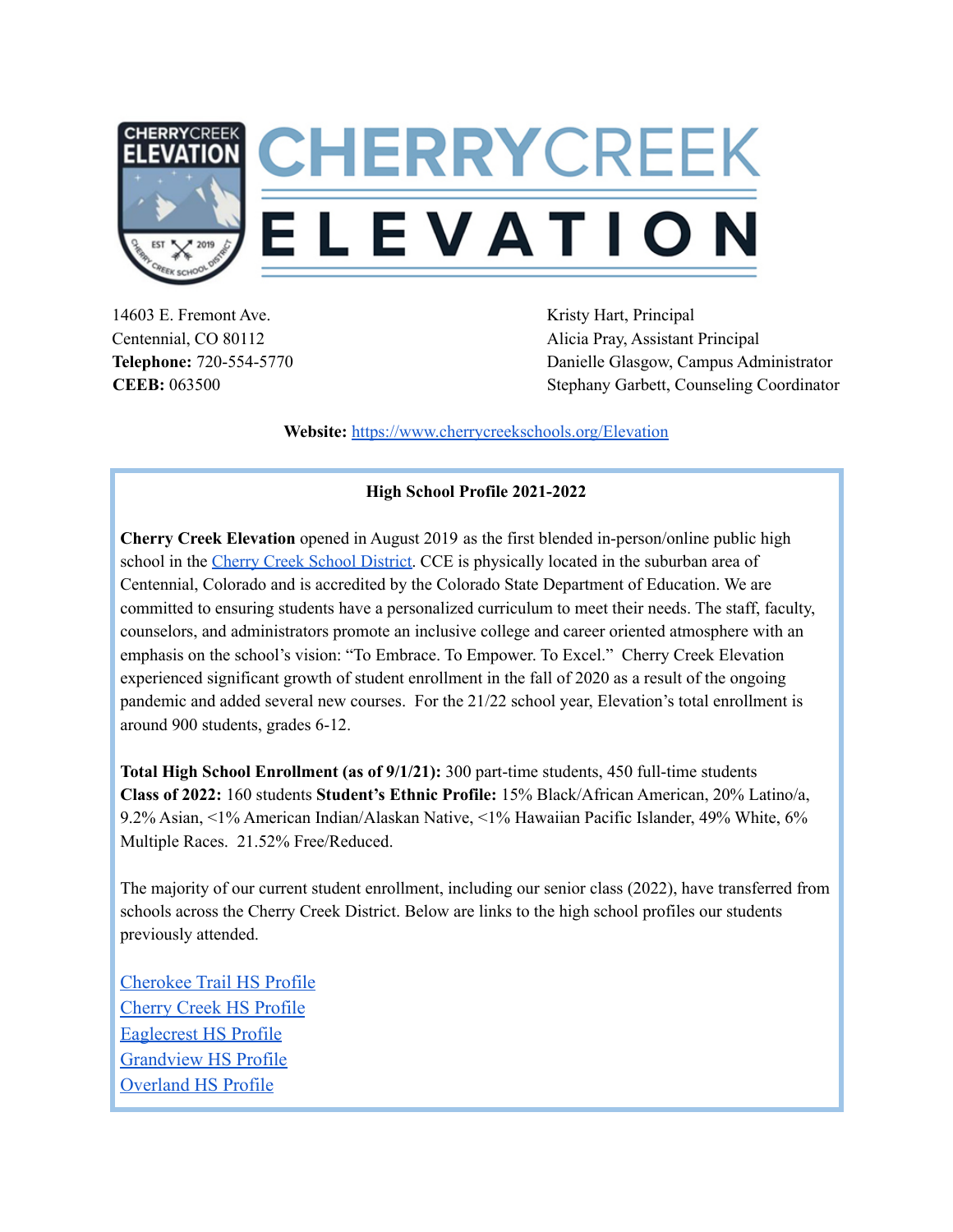# CHERRY CREEK ELEVATION

14603 E. Fremont Ave.
Centennial, CO 80112
**Telephone:** 720-554-5770
**CEEB:** 063500

Kristy Hart, Principal
Alicia Pray, Assistant Principal
Danielle Glasgow, Campus Administrator
Stephany Garbett, Counseling Coordinator

**Website:** [https://www.cherrycreekschools.org/Elevation](https://www.cherrycreekschools.org/Elevation)

## High School Profile 2021-2022

**Cherry Creek Elevation** opened in August 2019 as the first blended in-person/online public high school in the Cherry Creek School District. CCE is physically located in the suburban area of Centennial, Colorado and is accredited by the Colorado State Department of Education. We are committed to ensuring students have a personalized curriculum to meet their needs. The staff, faculty, counselors, and administrators promote an inclusive college and career oriented atmosphere with an emphasis on the school's vision: "To Embrace. To Empower. To Excel." Cherry Creek Elevation experienced significant growth of student enrollment in the fall of 2020 as a result of the ongoing pandemic and added several new courses. For the 21/22 school year, Elevation's total enrollment is around 900 students, grades 6-12.

**Total High School Enrollment (as of 9/1/21):** 300 part-time students, 450 full-time students
**Class of 2022:** 160 students **Student's Ethnic Profile:** 15% Black/African American, 20% Latino/a, 9.2% Asian, <1% American Indian/Alaskan Native, <1% Hawaiian Pacific Islander, 49% White, 6% Multiple Races. 21.52% Free/Reduced.

The majority of our current student enrollment, including our senior class (2022), have transferred from schools across the Cherry Creek District. Below are links to the high school profiles our students previously attended.

Cherokee Trail HS Profile
Cherry Creek HS Profile
Eaglecrest HS Profile
Grandview HS Profile
Overland HS Profile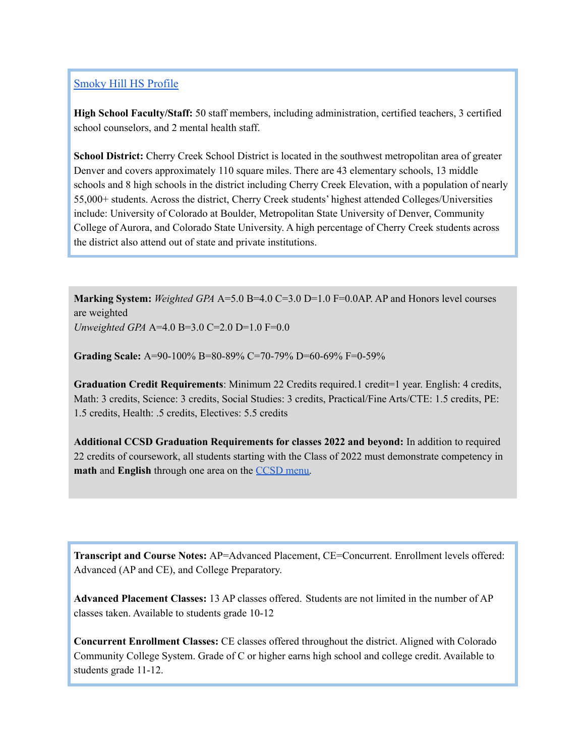[Smoky Hill HS Profile]

**High School Faculty/Staff:** 50 staff members, including administration, certified teachers, 3 certified school counselors, and 2 mental health staff.

**School District:** Cherry Creek School District is located in the southwest metropolitan area of greater Denver and covers approximately 110 square miles. There are 43 elementary schools, 13 middle schools and 8 high schools in the district including Cherry Creek Elevation, with a population of nearly 55,000+ students. Across the district, Cherry Creek students' highest attended Colleges/Universities include: University of Colorado at Boulder, Metropolitan State University of Denver, Community College of Aurora, and Colorado State University. A high percentage of Cherry Creek students across the district also attend out of state and private institutions.

**Marking System:** *Weighted GPA* A=5.0 B=4.0 C=3.0 D=1.0 F=0.0AP. AP and Honors level courses are weighted
*Unweighted GPA* A=4.0 B=3.0 C=2.0 D=1.0 F=0.0

**Grading Scale:** A=90-100% B=80-89% C=70-79% D=60-69% F=0-59%

**Graduation Credit Requirements**: Minimum 22 Credits required.1 credit=1 year. English: 4 credits, Math: 3 credits, Science: 3 credits, Social Studies: 3 credits, Practical/Fine Arts/CTE: 1.5 credits, PE: 1.5 credits, Health: .5 credits, Electives: 5.5 credits

**Additional CCSD Graduation Requirements for classes 2022 and beyond:** In addition to required 22 credits of coursework, all students starting with the Class of 2022 must demonstrate competency in **math** and **English** through one area on the [CCSD menu].

**Transcript and Course Notes:** AP=Advanced Placement, CE=Concurrent. Enrollment levels offered: Advanced (AP and CE), and College Preparatory.

**Advanced Placement Classes:** 13 AP classes offered. Students are not limited in the number of AP classes taken. Available to students grade 10-12

**Concurrent Enrollment Classes:** CE classes offered throughout the district. Aligned with Colorado Community College System. Grade of C or higher earns high school and college credit. Available to students grade 11-12.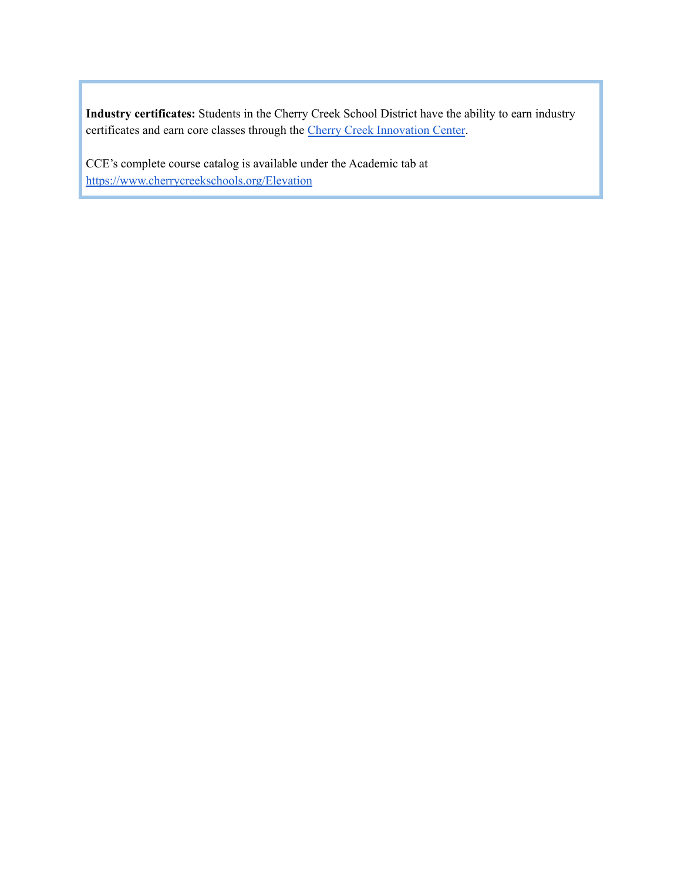**Industry certificates:** Students in the Cherry Creek School District have the ability to earn industry certificates and earn core classes through the Cherry Creek Innovation Center.

CCE's complete course catalog is available under the Academic tab at https://www.cherrycreekschools.org/Elevation